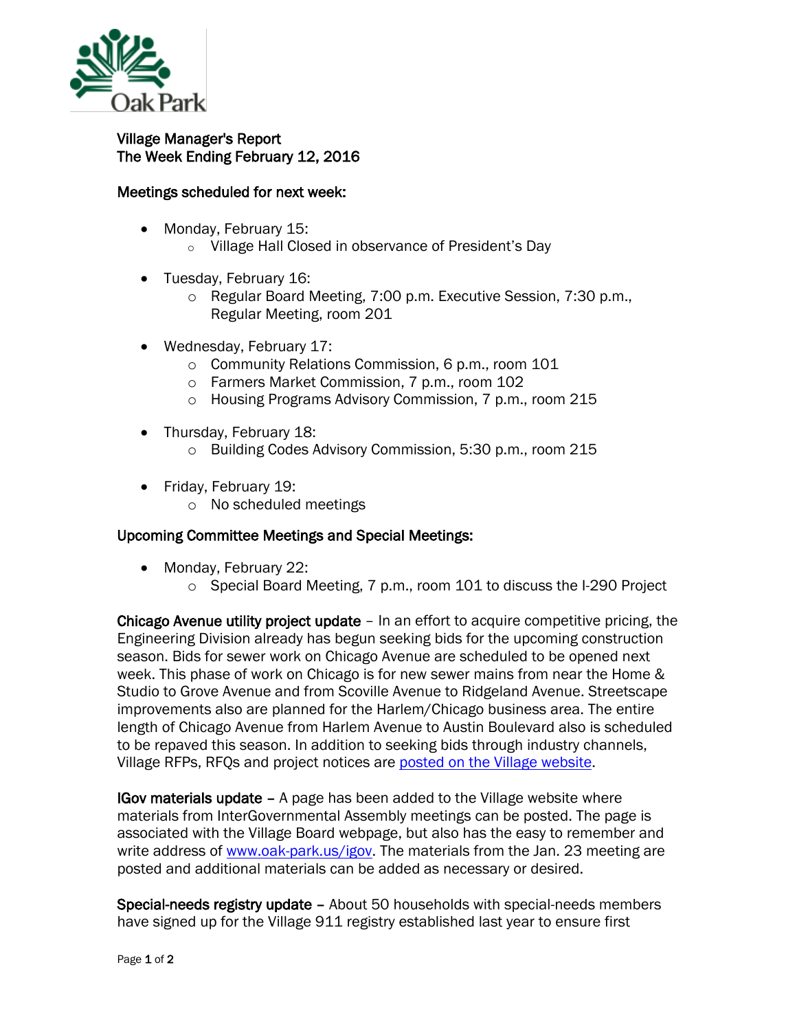Village Manager's Report
The Week Ending February 12, 2016

## Meetings scheduled for next week:

- Monday, February 15:
  - Village Hall Closed in observance of President's Day
- Tuesday, February 16:
  - Regular Board Meeting, 7:00 p.m. Executive Session, 7:30 p.m., Regular Meeting, room 201
- Wednesday, February 17:
  - Community Relations Commission, 6 p.m., room 101
  - Farmers Market Commission, 7 p.m., room 102
  - Housing Programs Advisory Commission, 7 p.m., room 215
- Thursday, February 18:
  - Building Codes Advisory Commission, 5:30 p.m., room 215
- Friday, February 19:
  - No scheduled meetings

## Upcoming Committee Meetings and Special Meetings:

- Monday, February 22:
  - Special Board Meeting, 7 p.m., room 101 to discuss the I-290 Project

**Chicago Avenue utility project update** – In an effort to acquire competitive pricing, the Engineering Division already has begun seeking bids for the upcoming construction season. Bids for sewer work on Chicago Avenue are scheduled to be opened next week. This phase of work on Chicago is for new sewer mains from near the Home & Studio to Grove Avenue and from Scoville Avenue to Ridgeland Avenue. Streetscape improvements also are planned for the Harlem/Chicago business area. The entire length of Chicago Avenue from Harlem Avenue to Austin Boulevard also is scheduled to be repaved this season. In addition to seeking bids through industry channels, Village RFPs, RFQs and project notices are posted on the Village website.

**IGov materials update** – A page has been added to the Village website where materials from InterGovernmental Assembly meetings can be posted. The page is associated with the Village Board webpage, but also has the easy to remember and write address of www.oak-park.us/igov. The materials from the Jan. 23 meeting are posted and additional materials can be added as necessary or desired.

**Special-needs registry update** – About 50 households with special-needs members have signed up for the Village 911 registry established last year to ensure first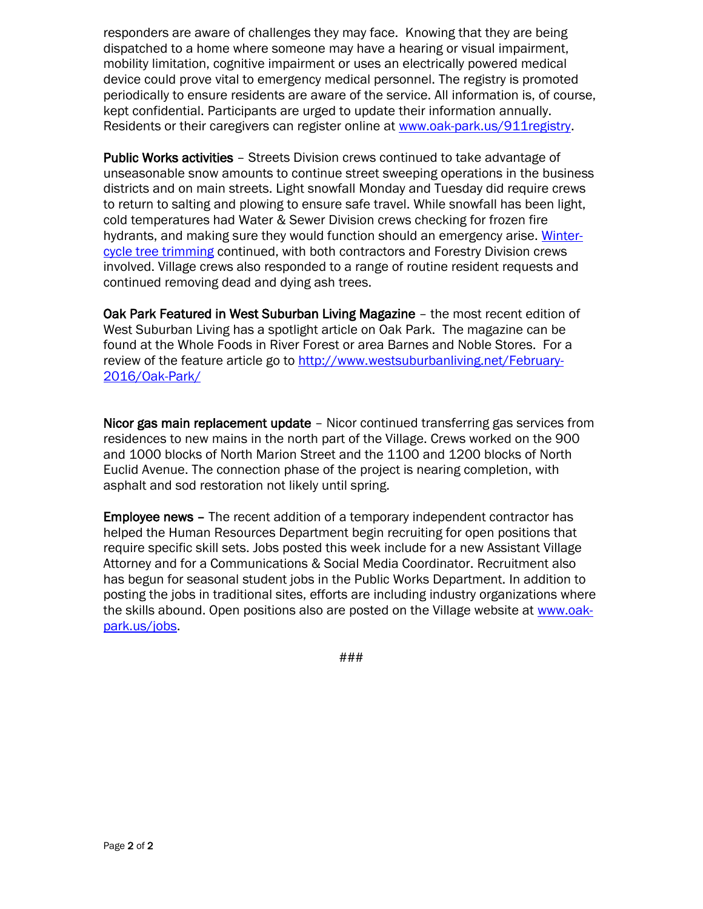responders are aware of challenges they may face. Knowing that they are being dispatched to a home where someone may have a hearing or visual impairment, mobility limitation, cognitive impairment or uses an electrically powered medical device could prove vital to emergency medical personnel. The registry is promoted periodically to ensure residents are aware of the service. All information is, of course, kept confidential. Participants are urged to update their information annually. Residents or their caregivers can register online at [www.oak-park.us/911registry](www.oak-park.us/911registry).

**Public Works activities** – Streets Division crews continued to take advantage of unseasonable snow amounts to continue street sweeping operations in the business districts and on main streets. Light snowfall Monday and Tuesday did require crews to return to salting and plowing to ensure safe travel. While snowfall has been light, cold temperatures had Water & Sewer Division crews checking for frozen fire hydrants, and making sure they would function should an emergency arise. Winter-cycle tree trimming continued, with both contractors and Forestry Division crews involved. Village crews also responded to a range of routine resident requests and continued removing dead and dying ash trees.

**Oak Park Featured in West Suburban Living Magazine** – the most recent edition of West Suburban Living has a spotlight article on Oak Park. The magazine can be found at the Whole Foods in River Forest or area Barnes and Noble Stores. For a review of the feature article go to [http://www.westsuburbanliving.net/February-2016/Oak-Park/](http://www.westsuburbanliving.net/February-2016/Oak-Park/)

**Nicor gas main replacement update** – Nicor continued transferring gas services from residences to new mains in the north part of the Village. Crews worked on the 900 and 1000 blocks of North Marion Street and the 1100 and 1200 blocks of North Euclid Avenue. The connection phase of the project is nearing completion, with asphalt and sod restoration not likely until spring.

**Employee news** – The recent addition of a temporary independent contractor has helped the Human Resources Department begin recruiting for open positions that require specific skill sets. Jobs posted this week include for a new Assistant Village Attorney and for a Communications & Social Media Coordinator. Recruitment also has begun for seasonal student jobs in the Public Works Department. In addition to posting the jobs in traditional sites, efforts are including industry organizations where the skills abound. Open positions also are posted on the Village website at [www.oak-park.us/jobs](www.oak-park.us/jobs).

###